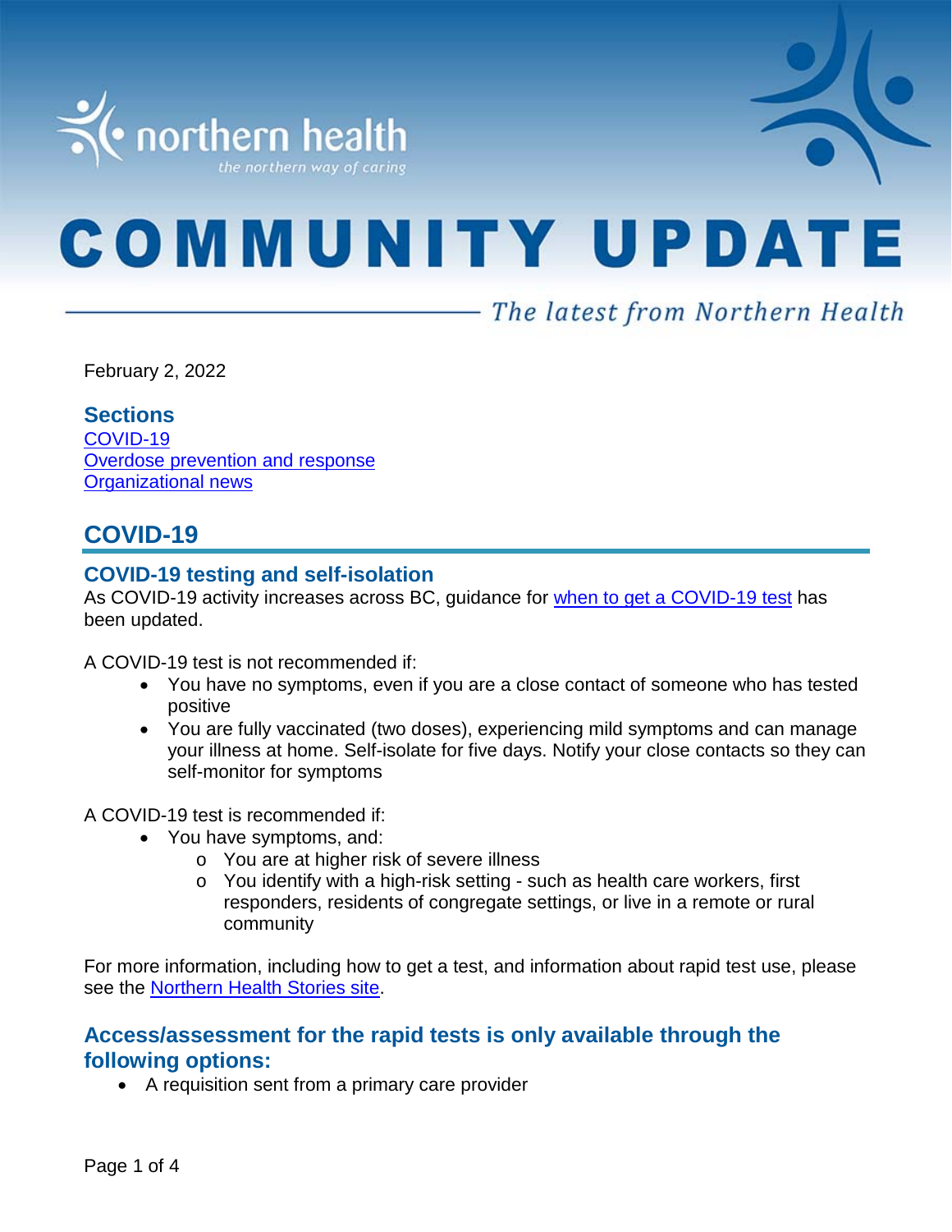# COMMUNITY UPDATE

*The latest from Northern Health*

February 2, 2022

### Sections

[COVID-19](#)
[Overdose prevention and response](#)
[Organizational news](#)

## COVID-19

### COVID-19 testing and self-isolation

As COVID-19 activity increases across BC, guidance for [when to get a COVID-19 test](#) has been updated.

A COVID-19 test is not recommended if:

- You have no symptoms, even if you are a close contact of someone who has tested positive
- You are fully vaccinated (two doses), experiencing mild symptoms and can manage your illness at home. Self-isolate for five days. Notify your close contacts so they can self-monitor for symptoms

A COVID-19 test is recommended if:

- You have symptoms, and:
  - You are at higher risk of severe illness
  - You identify with a high-risk setting - such as health care workers, first responders, residents of congregate settings, or live in a remote or rural community

For more information, including how to get a test, and information about rapid test use, please see the [Northern Health Stories site](#).

### Access/assessment for the rapid tests is only available through the following options:

- A requisition sent from a primary care provider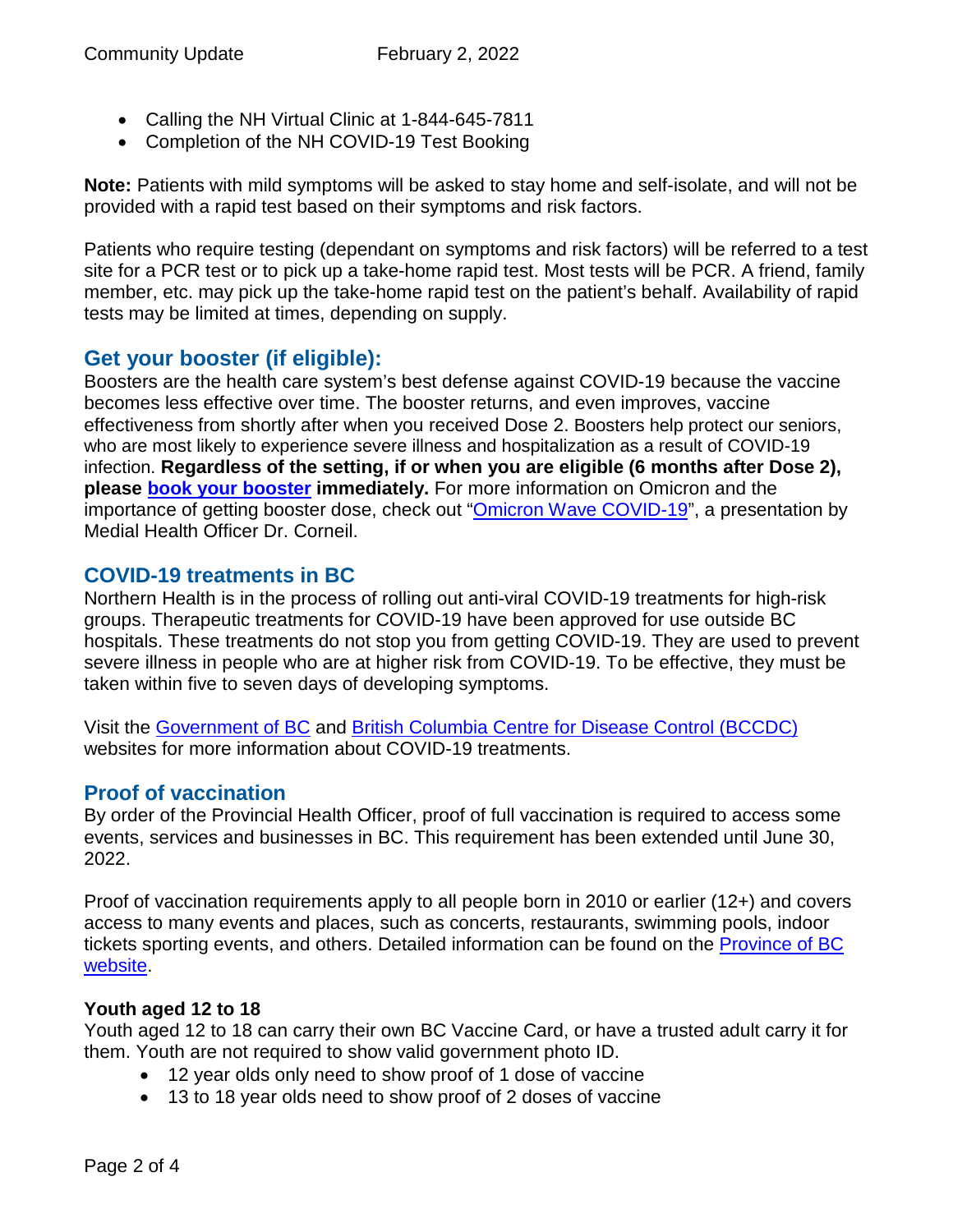- Calling the NH Virtual Clinic at 1-844-645-7811
- Completion of the NH COVID-19 Test Booking

**Note:** Patients with mild symptoms will be asked to stay home and self-isolate, and will not be provided with a rapid test based on their symptoms and risk factors.

Patients who require testing (dependant on symptoms and risk factors) will be referred to a test site for a PCR test or to pick up a take-home rapid test. Most tests will be PCR. A friend, family member, etc. may pick up the take-home rapid test on the patient's behalf. Availability of rapid tests may be limited at times, depending on supply.

## Get your booster (if eligible):

Boosters are the health care system's best defense against COVID-19 because the vaccine becomes less effective over time. The booster returns, and even improves, vaccine effectiveness from shortly after when you received Dose 2. Boosters help protect our seniors, who are most likely to experience severe illness and hospitalization as a result of COVID-19 infection. **Regardless of the setting, if or when you are eligible (6 months after Dose 2), please book your booster immediately.** For more information on Omicron and the importance of getting booster dose, check out "Omicron Wave COVID-19", a presentation by Medial Health Officer Dr. Corneil.

## COVID-19 treatments in BC

Northern Health is in the process of rolling out anti-viral COVID-19 treatments for high-risk groups. Therapeutic treatments for COVID-19 have been approved for use outside BC hospitals. These treatments do not stop you from getting COVID-19. They are used to prevent severe illness in people who are at higher risk from COVID-19. To be effective, they must be taken within five to seven days of developing symptoms.

Visit the Government of BC and British Columbia Centre for Disease Control (BCCDC) websites for more information about COVID-19 treatments.

## Proof of vaccination

By order of the Provincial Health Officer, proof of full vaccination is required to access some events, services and businesses in BC. This requirement has been extended until June 30, 2022.

Proof of vaccination requirements apply to all people born in 2010 or earlier (12+) and covers access to many events and places, such as concerts, restaurants, swimming pools, indoor tickets sporting events, and others. Detailed information can be found on the Province of BC website.

### Youth aged 12 to 18

Youth aged 12 to 18 can carry their own BC Vaccine Card, or have a trusted adult carry it for them. Youth are not required to show valid government photo ID.

- 12 year olds only need to show proof of 1 dose of vaccine
- 13 to 18 year olds need to show proof of 2 doses of vaccine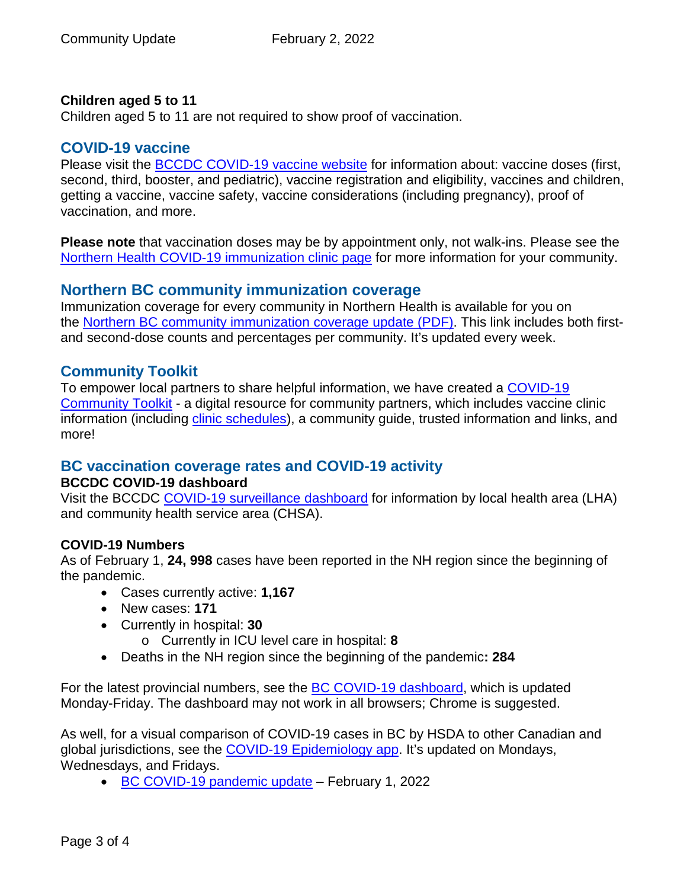**Children aged 5 to 11**
Children aged 5 to 11 are not required to show proof of vaccination.

## COVID-19 vaccine

Please visit the BCCDC COVID-19 vaccine website for information about: vaccine doses (first, second, third, booster, and pediatric), vaccine registration and eligibility, vaccines and children, getting a vaccine, vaccine safety, vaccine considerations (including pregnancy), proof of vaccination, and more.

**Please note** that vaccination doses may be by appointment only, not walk-ins. Please see the Northern Health COVID-19 immunization clinic page for more information for your community.

## Northern BC community immunization coverage

Immunization coverage for every community in Northern Health is available for you on the Northern BC community immunization coverage update (PDF). This link includes both first- and second-dose counts and percentages per community. It's updated every week.

## Community Toolkit

To empower local partners to share helpful information, we have created a COVID-19 Community Toolkit - a digital resource for community partners, which includes vaccine clinic information (including clinic schedules), a community guide, trusted information and links, and more!

## BC vaccination coverage rates and COVID-19 activity

**BCCDC COVID-19 dashboard**
Visit the BCCDC COVID-19 surveillance dashboard for information by local health area (LHA) and community health service area (CHSA).

**COVID-19 Numbers**
As of February 1, **24, 998** cases have been reported in the NH region since the beginning of the pandemic.

- Cases currently active: **1,167**
- New cases: **171**
- Currently in hospital: **30**
  - Currently in ICU level care in hospital: **8**
- Deaths in the NH region since the beginning of the pandemic**: 284**

For the latest provincial numbers, see the BC COVID-19 dashboard, which is updated Monday-Friday. The dashboard may not work in all browsers; Chrome is suggested.

As well, for a visual comparison of COVID-19 cases in BC by HSDA to other Canadian and global jurisdictions, see the COVID-19 Epidemiology app. It's updated on Mondays, Wednesdays, and Fridays.

- BC COVID-19 pandemic update – February 1, 2022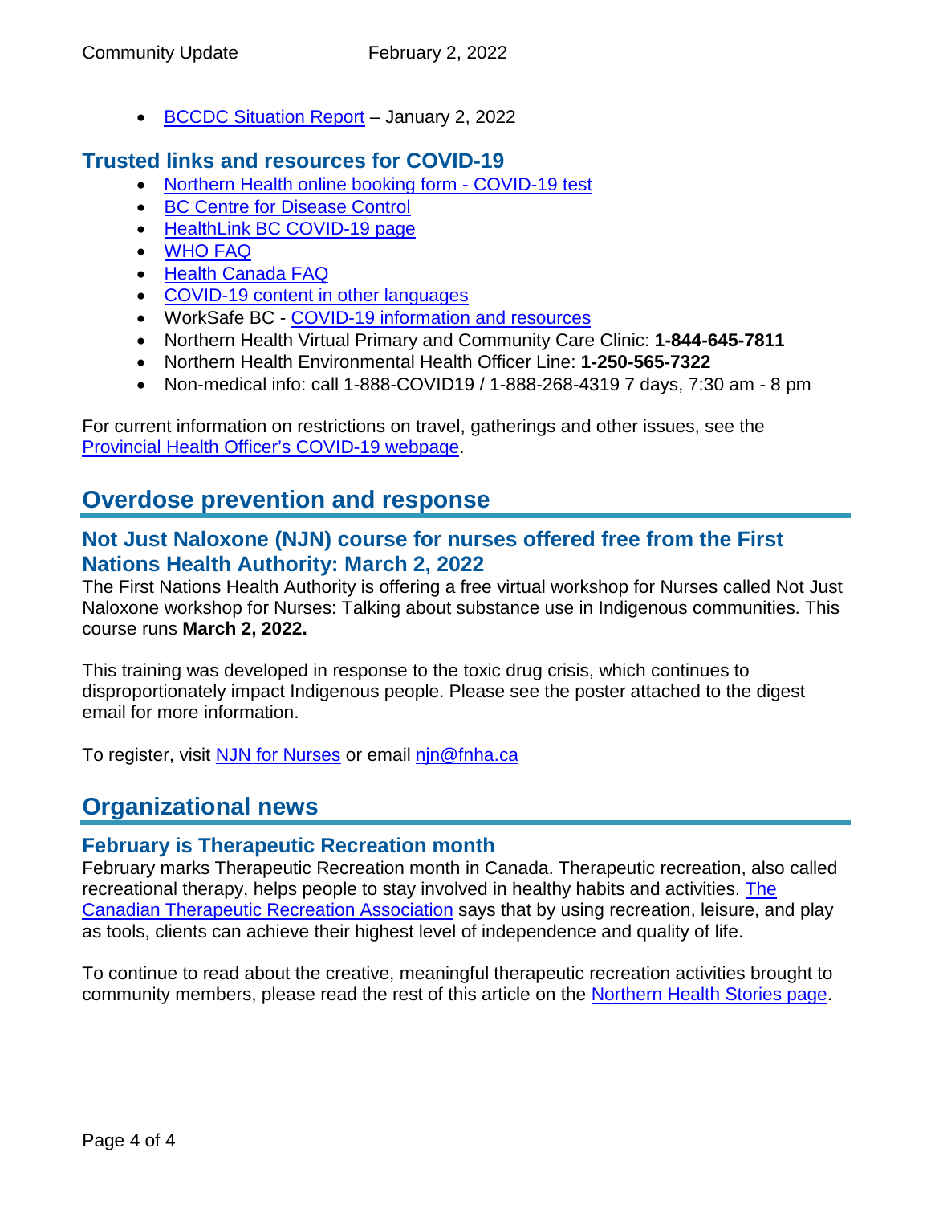- BCCDC Situation Report – January 2, 2022

### Trusted links and resources for COVID-19

- Northern Health online booking form - COVID-19 test
- BC Centre for Disease Control
- HealthLink BC COVID-19 page
- WHO FAQ
- Health Canada FAQ
- COVID-19 content in other languages
- WorkSafe BC - COVID-19 information and resources
- Northern Health Virtual Primary and Community Care Clinic: **1-844-645-7811**
- Northern Health Environmental Health Officer Line: **1-250-565-7322**
- Non-medical info: call 1-888-COVID19 / 1-888-268-4319 7 days, 7:30 am - 8 pm

For current information on restrictions on travel, gatherings and other issues, see the Provincial Health Officer's COVID-19 webpage.

## Overdose prevention and response

### Not Just Naloxone (NJN) course for nurses offered free from the First Nations Health Authority: March 2, 2022

The First Nations Health Authority is offering a free virtual workshop for Nurses called Not Just Naloxone workshop for Nurses: Talking about substance use in Indigenous communities. This course runs **March 2, 2022.**

This training was developed in response to the toxic drug crisis, which continues to disproportionately impact Indigenous people. Please see the poster attached to the digest email for more information.

To register, visit NJN for Nurses or email njn@fnha.ca

## Organizational news

### February is Therapeutic Recreation month

February marks Therapeutic Recreation month in Canada. Therapeutic recreation, also called recreational therapy, helps people to stay involved in healthy habits and activities. The Canadian Therapeutic Recreation Association says that by using recreation, leisure, and play as tools, clients can achieve their highest level of independence and quality of life.

To continue to read about the creative, meaningful therapeutic recreation activities brought to community members, please read the rest of this article on the Northern Health Stories page.